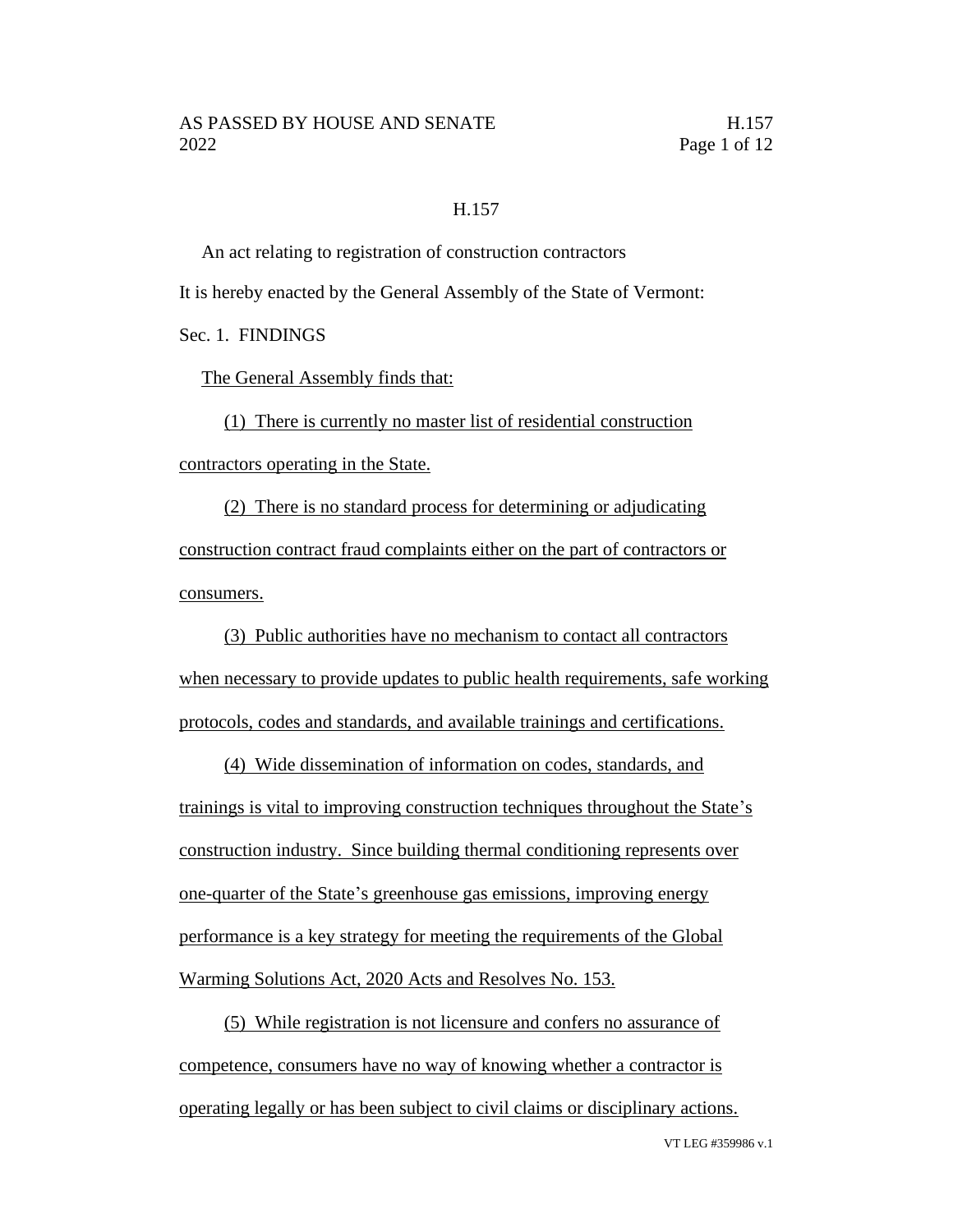# H.157

An act relating to registration of construction contractors

It is hereby enacted by the General Assembly of the State of Vermont:

Sec. 1. FINDINGS

The General Assembly finds that:

(1) There is currently no master list of residential construction contractors operating in the State.

(2) There is no standard process for determining or adjudicating construction contract fraud complaints either on the part of contractors or consumers.

(3) Public authorities have no mechanism to contact all contractors when necessary to provide updates to public health requirements, safe working protocols, codes and standards, and available trainings and certifications.

(4) Wide dissemination of information on codes, standards, and trainings is vital to improving construction techniques throughout the State's construction industry. Since building thermal conditioning represents over one-quarter of the State's greenhouse gas emissions, improving energy performance is a key strategy for meeting the requirements of the Global Warming Solutions Act, 2020 Acts and Resolves No. 153.

(5) While registration is not licensure and confers no assurance of competence, consumers have no way of knowing whether a contractor is operating legally or has been subject to civil claims or disciplinary actions.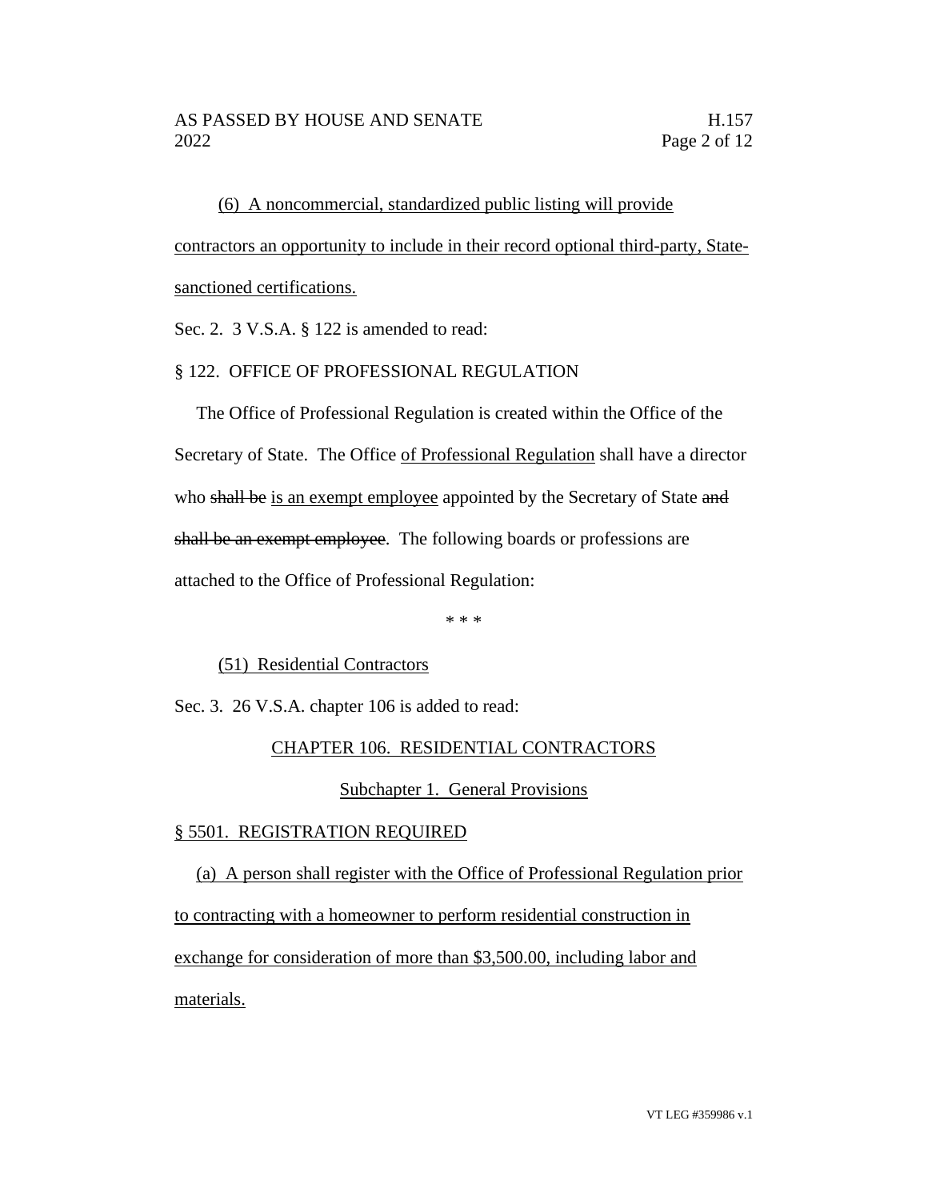(6) A noncommercial, standardized public listing will provide contractors an opportunity to include in their record optional third-party, State-sanctioned certifications.

Sec. 2. 3 V.S.A. § 122 is amended to read:

§ 122. OFFICE OF PROFESSIONAL REGULATION

The Office of Professional Regulation is created within the Office of the Secretary of State. The Office of Professional Regulation shall have a director who ~~shall be~~ is an exempt employee appointed by the Secretary of State ~~and shall be an exempt employee~~. The following boards or professions are attached to the Office of Professional Regulation:

\* \* \*

(51) Residential Contractors

Sec. 3. 26 V.S.A. chapter 106 is added to read:

CHAPTER 106. RESIDENTIAL CONTRACTORS

Subchapter 1. General Provisions

§ 5501. REGISTRATION REQUIRED

(a) A person shall register with the Office of Professional Regulation prior to contracting with a homeowner to perform residential construction in exchange for consideration of more than $3,500.00, including labor and materials.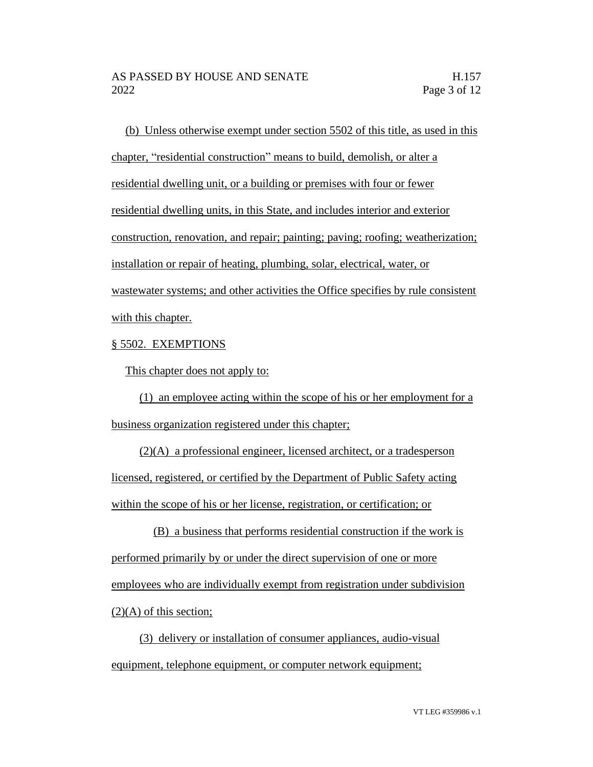(b) Unless otherwise exempt under section 5502 of this title, as used in this chapter, "residential construction" means to build, demolish, or alter a residential dwelling unit, or a building or premises with four or fewer residential dwelling units, in this State, and includes interior and exterior construction, renovation, and repair; painting; paving; roofing; weatherization; installation or repair of heating, plumbing, solar, electrical, water, or wastewater systems; and other activities the Office specifies by rule consistent with this chapter.

§ 5502. EXEMPTIONS

This chapter does not apply to:

(1) an employee acting within the scope of his or her employment for a business organization registered under this chapter;

(2)(A) a professional engineer, licensed architect, or a tradesperson licensed, registered, or certified by the Department of Public Safety acting within the scope of his or her license, registration, or certification; or

(B) a business that performs residential construction if the work is performed primarily by or under the direct supervision of one or more employees who are individually exempt from registration under subdivision (2)(A) of this section;

(3) delivery or installation of consumer appliances, audio-visual equipment, telephone equipment, or computer network equipment;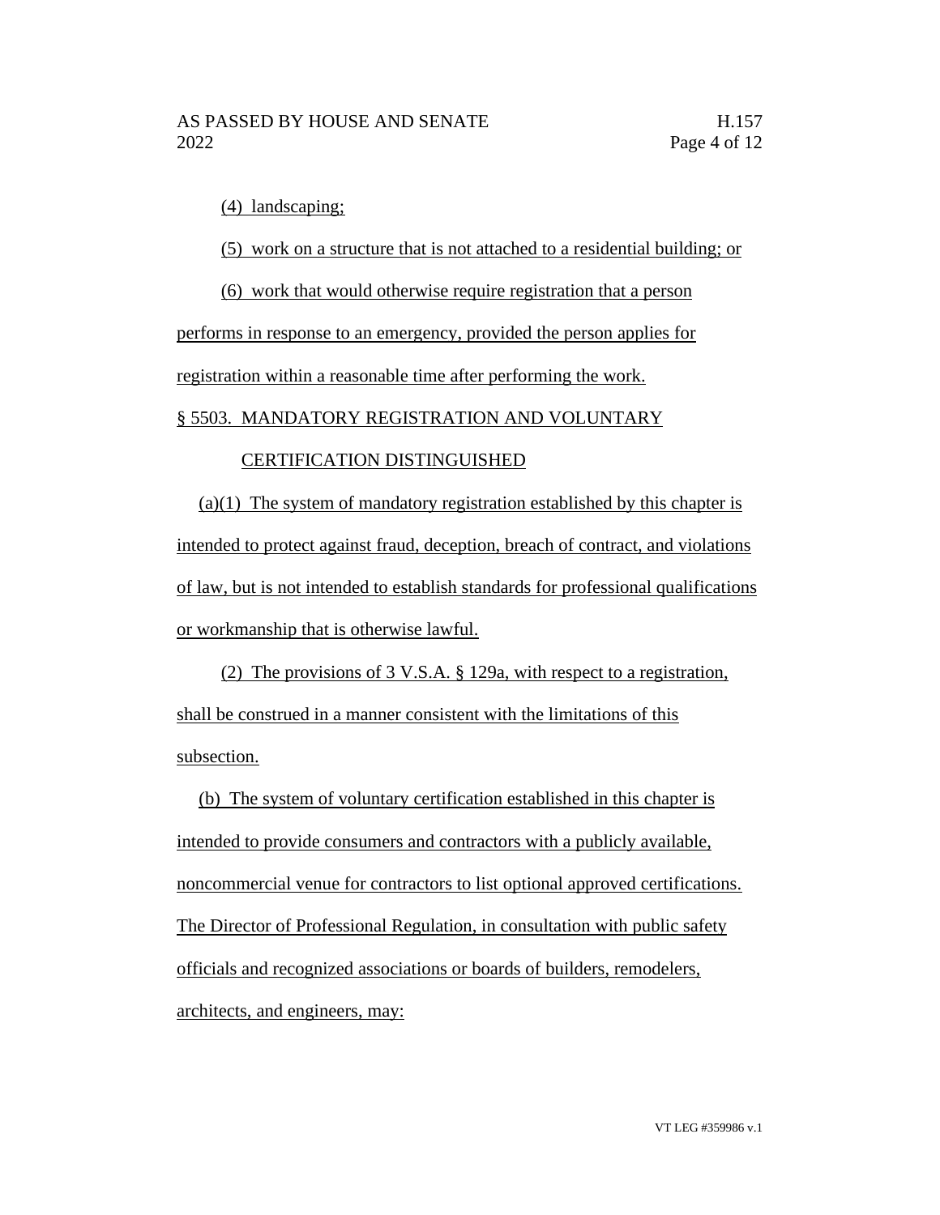(4) landscaping;

(5) work on a structure that is not attached to a residential building; or

(6) work that would otherwise require registration that a person performs in response to an emergency, provided the person applies for registration within a reasonable time after performing the work.

§ 5503. MANDATORY REGISTRATION AND VOLUNTARY CERTIFICATION DISTINGUISHED

(a)(1) The system of mandatory registration established by this chapter is intended to protect against fraud, deception, breach of contract, and violations of law, but is not intended to establish standards for professional qualifications or workmanship that is otherwise lawful.

(2) The provisions of 3 V.S.A. § 129a, with respect to a registration, shall be construed in a manner consistent with the limitations of this subsection.

(b) The system of voluntary certification established in this chapter is intended to provide consumers and contractors with a publicly available, noncommercial venue for contractors to list optional approved certifications. The Director of Professional Regulation, in consultation with public safety officials and recognized associations or boards of builders, remodelers, architects, and engineers, may: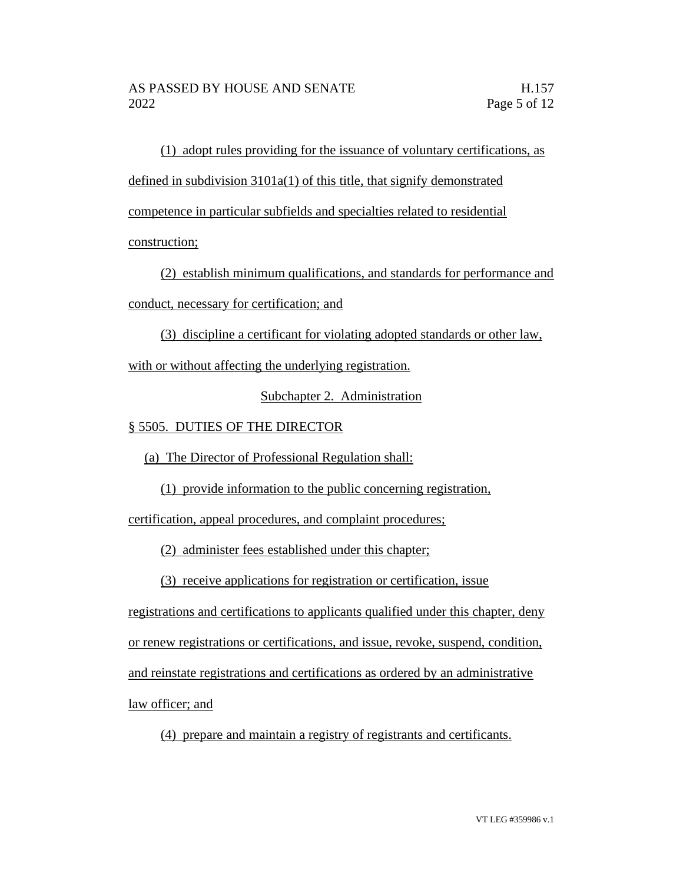(1) adopt rules providing for the issuance of voluntary certifications, as defined in subdivision 3101a(1) of this title, that signify demonstrated competence in particular subfields and specialties related to residential construction;

(2) establish minimum qualifications, and standards for performance and conduct, necessary for certification; and

(3) discipline a certificant for violating adopted standards or other law, with or without affecting the underlying registration.

## Subchapter 2. Administration

### § 5505. DUTIES OF THE DIRECTOR

(a) The Director of Professional Regulation shall:

(1) provide information to the public concerning registration, certification, appeal procedures, and complaint procedures;

(2) administer fees established under this chapter;

(3) receive applications for registration or certification, issue registrations and certifications to applicants qualified under this chapter, deny or renew registrations or certifications, and issue, revoke, suspend, condition, and reinstate registrations and certifications as ordered by an administrative law officer; and

(4) prepare and maintain a registry of registrants and certificants.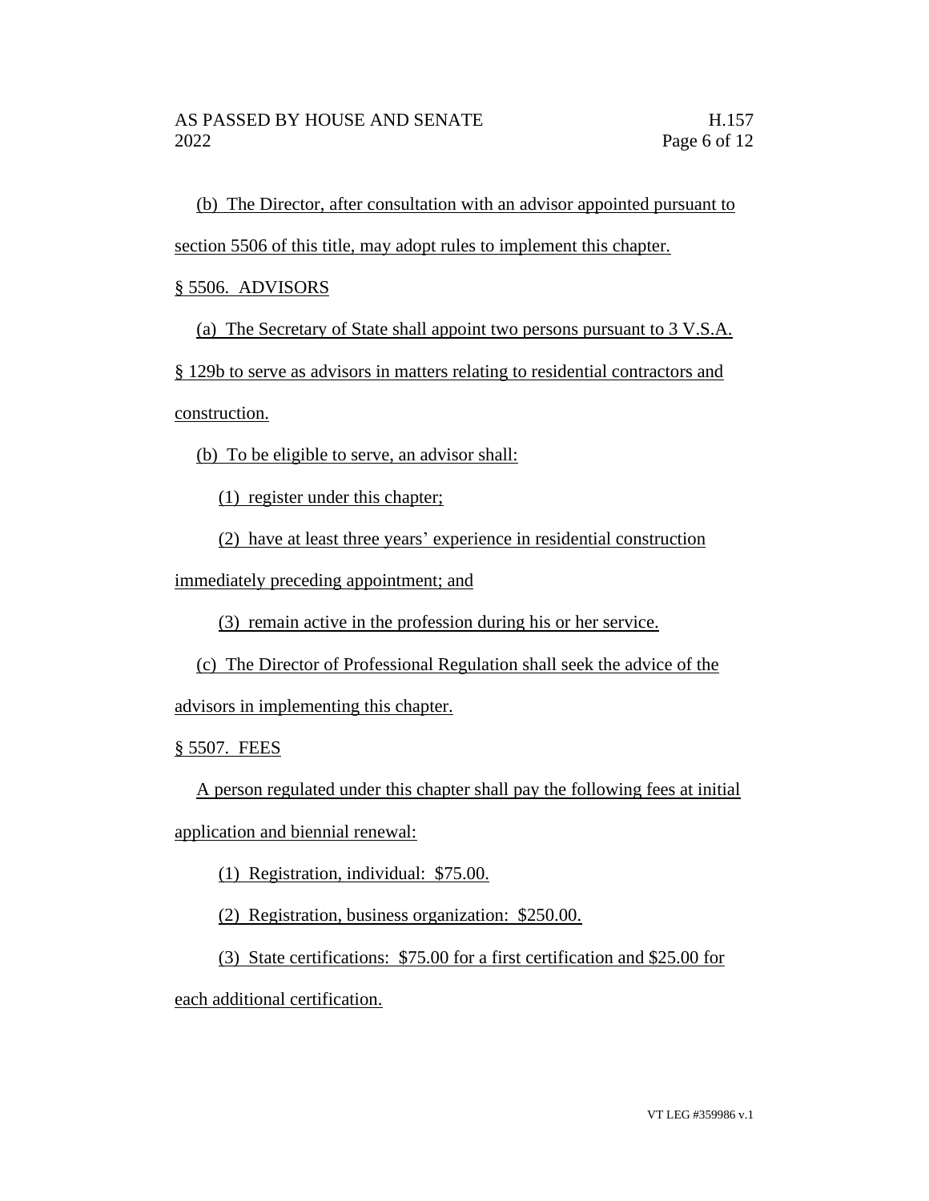(b) The Director, after consultation with an advisor appointed pursuant to section 5506 of this title, may adopt rules to implement this chapter.

§ 5506. ADVISORS

(a) The Secretary of State shall appoint two persons pursuant to 3 V.S.A. § 129b to serve as advisors in matters relating to residential contractors and construction.

(b) To be eligible to serve, an advisor shall:

(1) register under this chapter;

(2) have at least three years' experience in residential construction immediately preceding appointment; and

(3) remain active in the profession during his or her service.

(c) The Director of Professional Regulation shall seek the advice of the advisors in implementing this chapter.

§ 5507. FEES

A person regulated under this chapter shall pay the following fees at initial application and biennial renewal:

(1) Registration, individual: $75.00.

(2) Registration, business organization: $250.00.

(3) State certifications: $75.00 for a first certification and $25.00 for each additional certification.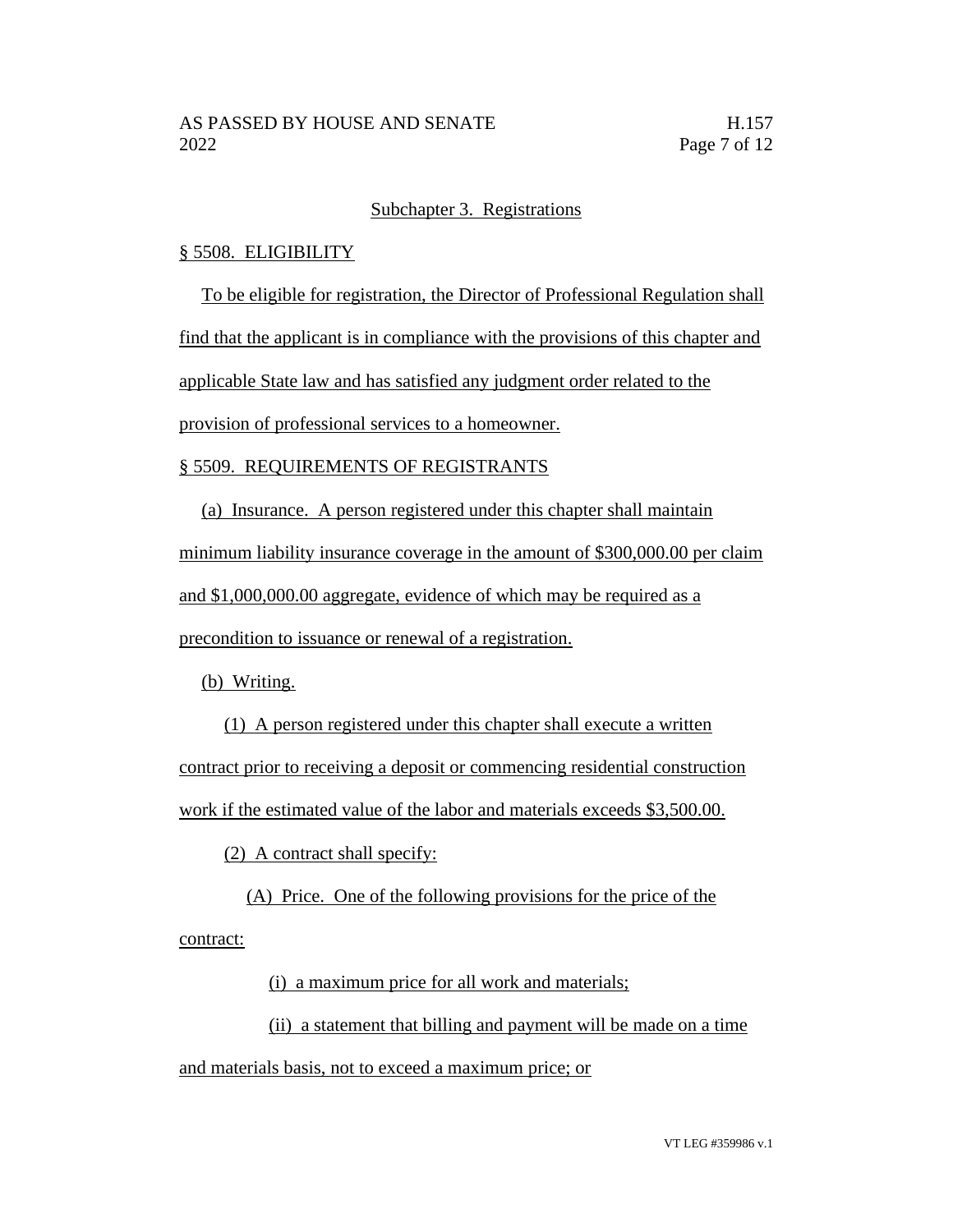Subchapter 3. Registrations

§ 5508. ELIGIBILITY

To be eligible for registration, the Director of Professional Regulation shall find that the applicant is in compliance with the provisions of this chapter and applicable State law and has satisfied any judgment order related to the provision of professional services to a homeowner.

§ 5509. REQUIREMENTS OF REGISTRANTS

(a) Insurance. A person registered under this chapter shall maintain minimum liability insurance coverage in the amount of $300,000.00 per claim and $1,000,000.00 aggregate, evidence of which may be required as a precondition to issuance or renewal of a registration.

(b) Writing.

(1) A person registered under this chapter shall execute a written contract prior to receiving a deposit or commencing residential construction work if the estimated value of the labor and materials exceeds $3,500.00.

(2) A contract shall specify:

(A) Price. One of the following provisions for the price of the contract:

(i) a maximum price for all work and materials;

(ii) a statement that billing and payment will be made on a time and materials basis, not to exceed a maximum price; or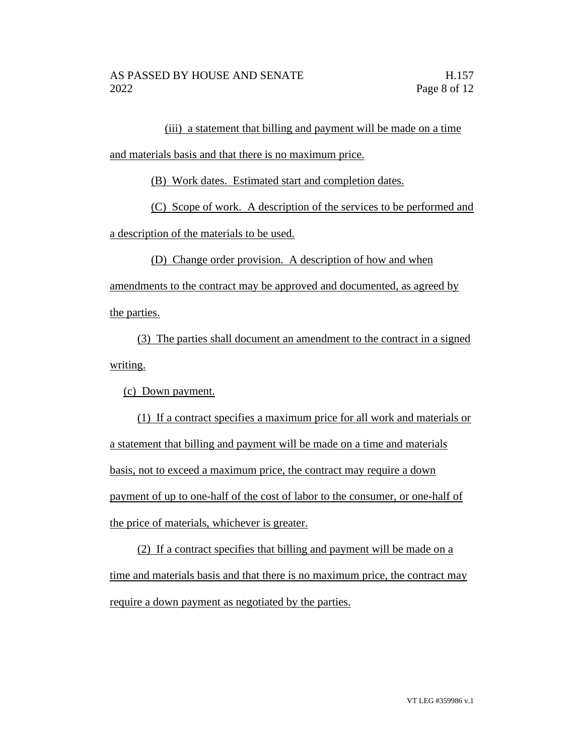(iii) a statement that billing and payment will be made on a time and materials basis and that there is no maximum price.

(B) Work dates. Estimated start and completion dates.

(C) Scope of work. A description of the services to be performed and a description of the materials to be used.

(D) Change order provision. A description of how and when amendments to the contract may be approved and documented, as agreed by the parties.

(3) The parties shall document an amendment to the contract in a signed writing.

(c) Down payment.

(1) If a contract specifies a maximum price for all work and materials or a statement that billing and payment will be made on a time and materials basis, not to exceed a maximum price, the contract may require a down payment of up to one-half of the cost of labor to the consumer, or one-half of the price of materials, whichever is greater.

(2) If a contract specifies that billing and payment will be made on a time and materials basis and that there is no maximum price, the contract may require a down payment as negotiated by the parties.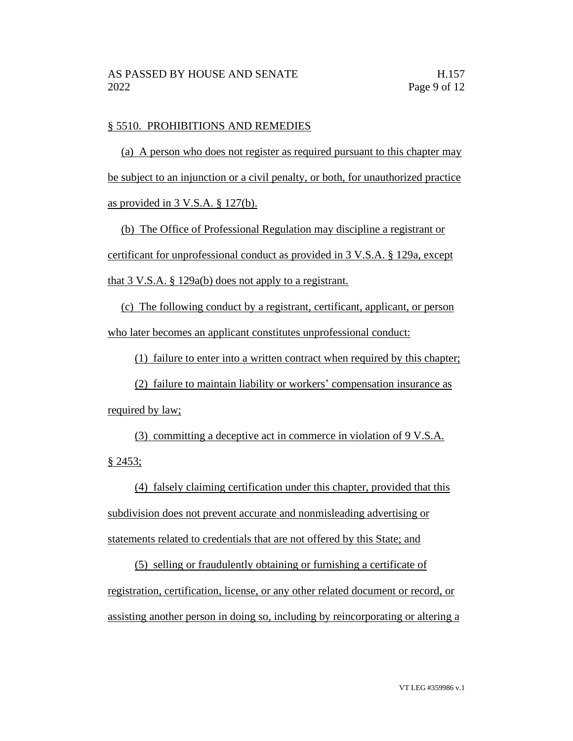§ 5510. PROHIBITIONS AND REMEDIES

(a) A person who does not register as required pursuant to this chapter may be subject to an injunction or a civil penalty, or both, for unauthorized practice as provided in 3 V.S.A. § 127(b).

(b) The Office of Professional Regulation may discipline a registrant or certificant for unprofessional conduct as provided in 3 V.S.A. § 129a, except that 3 V.S.A. § 129a(b) does not apply to a registrant.

(c) The following conduct by a registrant, certificant, applicant, or person who later becomes an applicant constitutes unprofessional conduct:

(1) failure to enter into a written contract when required by this chapter;

(2) failure to maintain liability or workers' compensation insurance as required by law;

(3) committing a deceptive act in commerce in violation of 9 V.S.A. § 2453;

(4) falsely claiming certification under this chapter, provided that this subdivision does not prevent accurate and nonmisleading advertising or statements related to credentials that are not offered by this State; and

(5) selling or fraudulently obtaining or furnishing a certificate of registration, certification, license, or any other related document or record, or assisting another person in doing so, including by reincorporating or altering a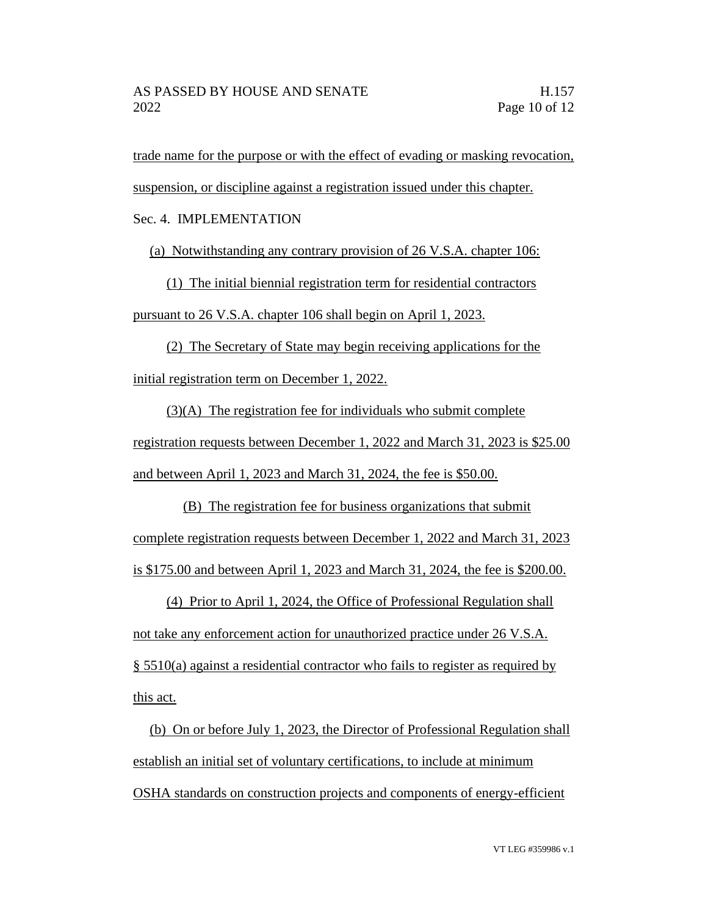trade name for the purpose or with the effect of evading or masking revocation, suspension, or discipline against a registration issued under this chapter.

Sec. 4. IMPLEMENTATION

(a) Notwithstanding any contrary provision of 26 V.S.A. chapter 106:

(1) The initial biennial registration term for residential contractors pursuant to 26 V.S.A. chapter 106 shall begin on April 1, 2023.

(2) The Secretary of State may begin receiving applications for the initial registration term on December 1, 2022.

(3)(A) The registration fee for individuals who submit complete registration requests between December 1, 2022 and March 31, 2023 is $25.00 and between April 1, 2023 and March 31, 2024, the fee is $50.00.

(B) The registration fee for business organizations that submit complete registration requests between December 1, 2022 and March 31, 2023 is $175.00 and between April 1, 2023 and March 31, 2024, the fee is $200.00.

(4) Prior to April 1, 2024, the Office of Professional Regulation shall not take any enforcement action for unauthorized practice under 26 V.S.A. § 5510(a) against a residential contractor who fails to register as required by this act.

(b) On or before July 1, 2023, the Director of Professional Regulation shall establish an initial set of voluntary certifications, to include at minimum OSHA standards on construction projects and components of energy-efficient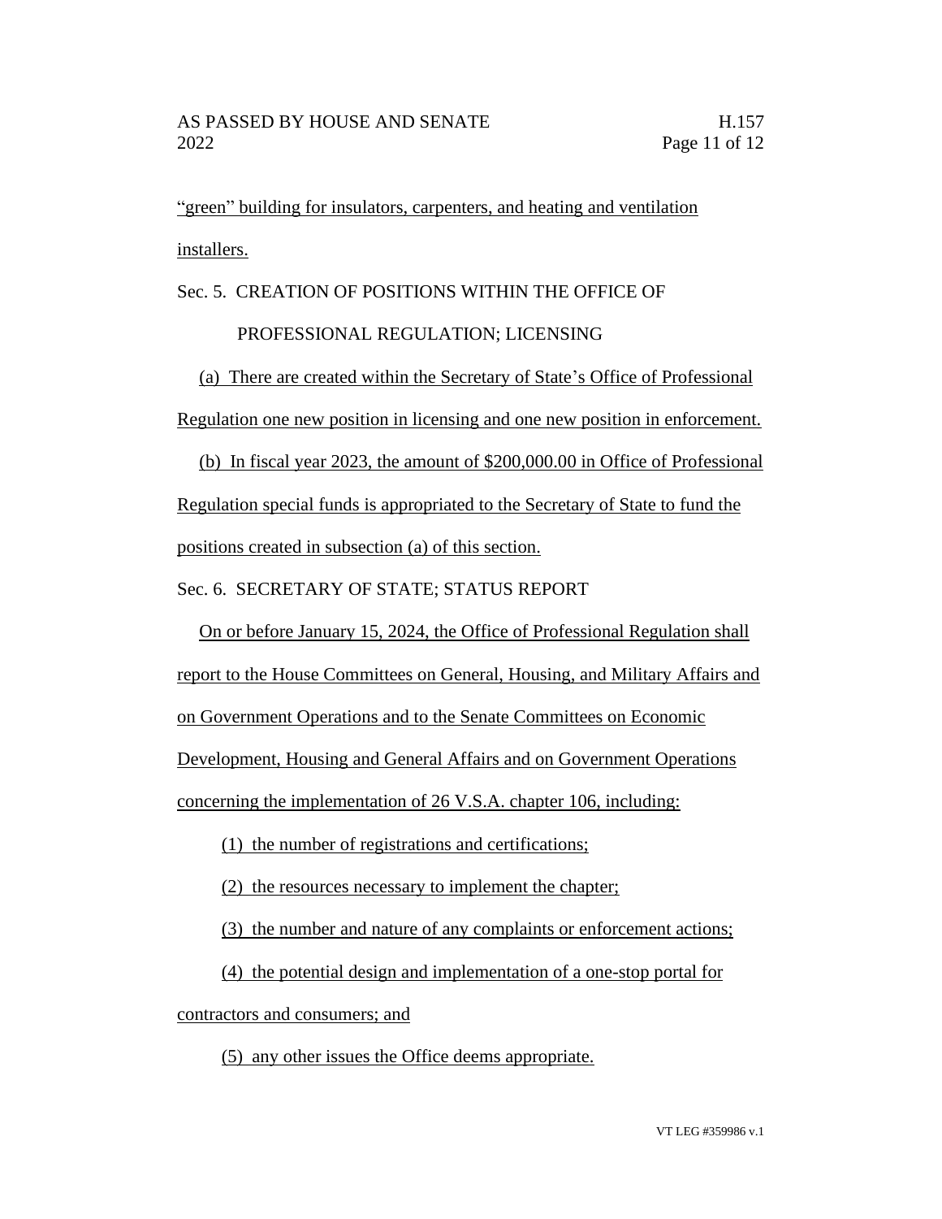"green" building for insulators, carpenters, and heating and ventilation installers.

Sec. 5. CREATION OF POSITIONS WITHIN THE OFFICE OF PROFESSIONAL REGULATION; LICENSING

(a) There are created within the Secretary of State's Office of Professional Regulation one new position in licensing and one new position in enforcement.

(b) In fiscal year 2023, the amount of $200,000.00 in Office of Professional Regulation special funds is appropriated to the Secretary of State to fund the positions created in subsection (a) of this section.

Sec. 6. SECRETARY OF STATE; STATUS REPORT

On or before January 15, 2024, the Office of Professional Regulation shall report to the House Committees on General, Housing, and Military Affairs and on Government Operations and to the Senate Committees on Economic Development, Housing and General Affairs and on Government Operations concerning the implementation of 26 V.S.A. chapter 106, including:

(1) the number of registrations and certifications;

(2) the resources necessary to implement the chapter;

(3) the number and nature of any complaints or enforcement actions;

(4) the potential design and implementation of a one-stop portal for contractors and consumers; and

(5) any other issues the Office deems appropriate.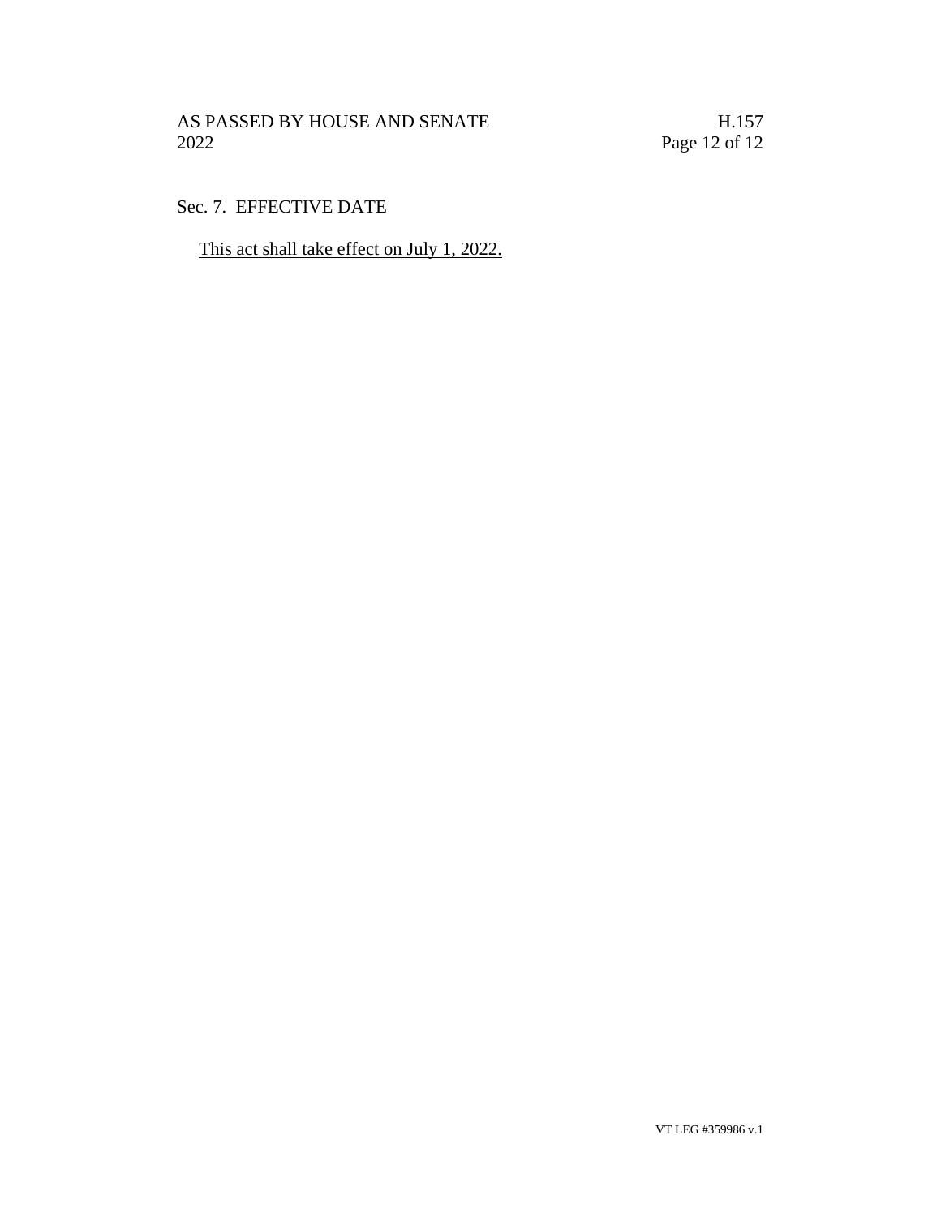Sec. 7. EFFECTIVE DATE

This act shall take effect on July 1, 2022.